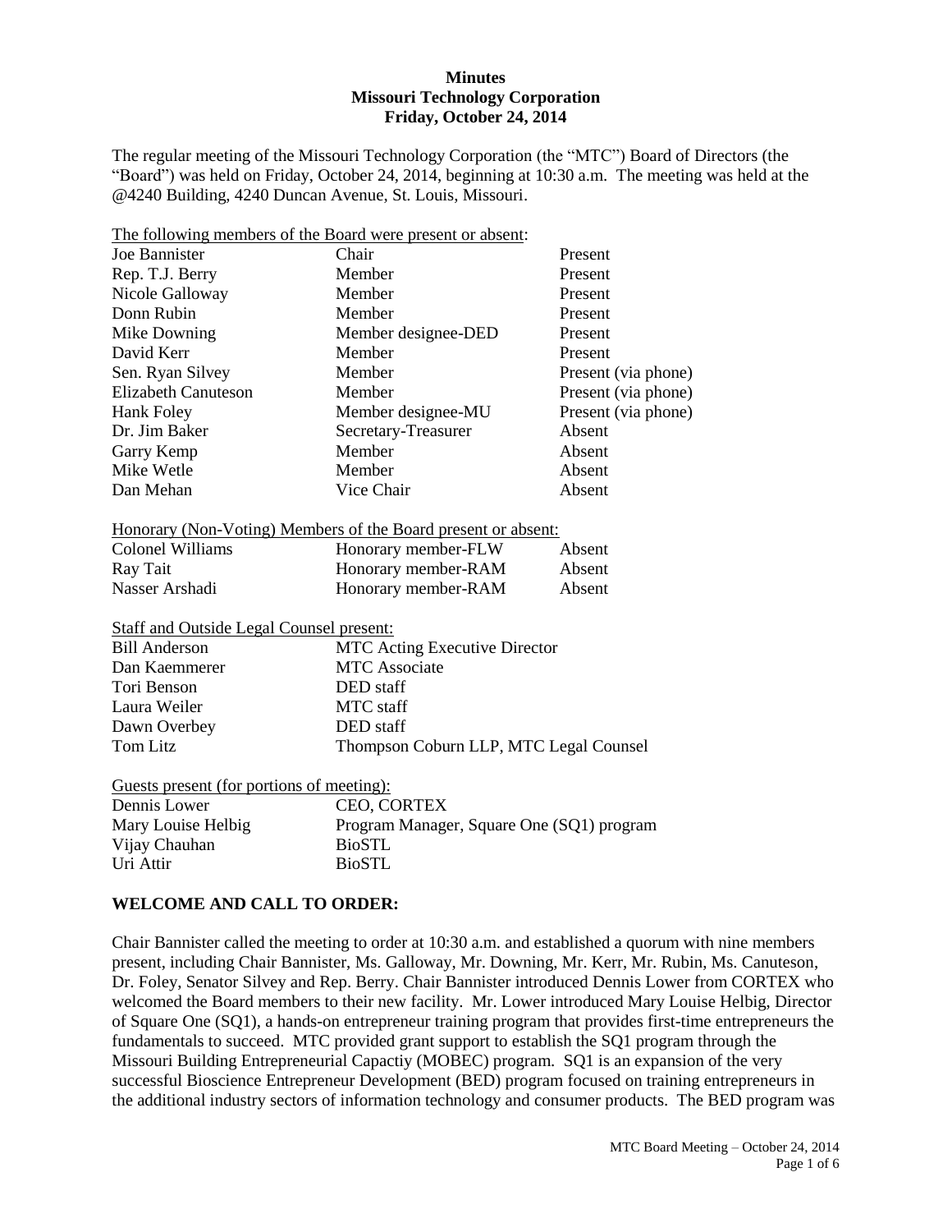**Minutes**
**Missouri Technology Corporation**
**Friday, October 24, 2014**

The regular meeting of the Missouri Technology Corporation (the "MTC") Board of Directors (the "Board") was held on Friday, October 24, 2014, beginning at 10:30 a.m. The meeting was held at the @4240 Building, 4240 Duncan Avenue, St. Louis, Missouri.

The following members of the Board were present or absent:

| | | |
|---|---|---|
| Joe Bannister | Chair | Present |
| Rep. T.J. Berry | Member | Present |
| Nicole Galloway | Member | Present |
| Donn Rubin | Member | Present |
| Mike Downing | Member designee-DED | Present |
| David Kerr | Member | Present |
| Sen. Ryan Silvey | Member | Present (via phone) |
| Elizabeth Canuteson | Member | Present (via phone) |
| Hank Foley | Member designee-MU | Present (via phone) |
| Dr. Jim Baker | Secretary-Treasurer | Absent |
| Garry Kemp | Member | Absent |
| Mike Wetle | Member | Absent |
| Dan Mehan | Vice Chair | Absent |

Honorary (Non-Voting) Members of the Board present or absent:

| | | |
|---|---|---|
| Colonel Williams | Honorary member-FLW | Absent |
| Ray Tait | Honorary member-RAM | Absent |
| Nasser Arshadi | Honorary member-RAM | Absent |

Staff and Outside Legal Counsel present:

| | |
|---|---|
| Bill Anderson | MTC Acting Executive Director |
| Dan Kaemmerer | MTC Associate |
| Tori Benson | DED staff |
| Laura Weiler | MTC staff |
| Dawn Overbey | DED staff |
| Tom Litz | Thompson Coburn LLP, MTC Legal Counsel |

Guests present (for portions of meeting):

| | |
|---|---|
| Dennis Lower | CEO, CORTEX |
| Mary Louise Helbig | Program Manager, Square One (SQ1) program |
| Vijay Chauhan | BioSTL |
| Uri Attir | BioSTL |

## WELCOME AND CALL TO ORDER:

Chair Bannister called the meeting to order at 10:30 a.m. and established a quorum with nine members present, including Chair Bannister, Ms. Galloway, Mr. Downing, Mr. Kerr, Mr. Rubin, Ms. Canuteson, Dr. Foley, Senator Silvey and Rep. Berry. Chair Bannister introduced Dennis Lower from CORTEX who welcomed the Board members to their new facility. Mr. Lower introduced Mary Louise Helbig, Director of Square One (SQ1), a hands-on entrepreneur training program that provides first-time entrepreneurs the fundamentals to succeed. MTC provided grant support to establish the SQ1 program through the Missouri Building Entrepreneurial Capactiy (MOBEC) program. SQ1 is an expansion of the very successful Bioscience Entrepreneur Development (BED) program focused on training entrepreneurs in the additional industry sectors of information technology and consumer products. The BED program was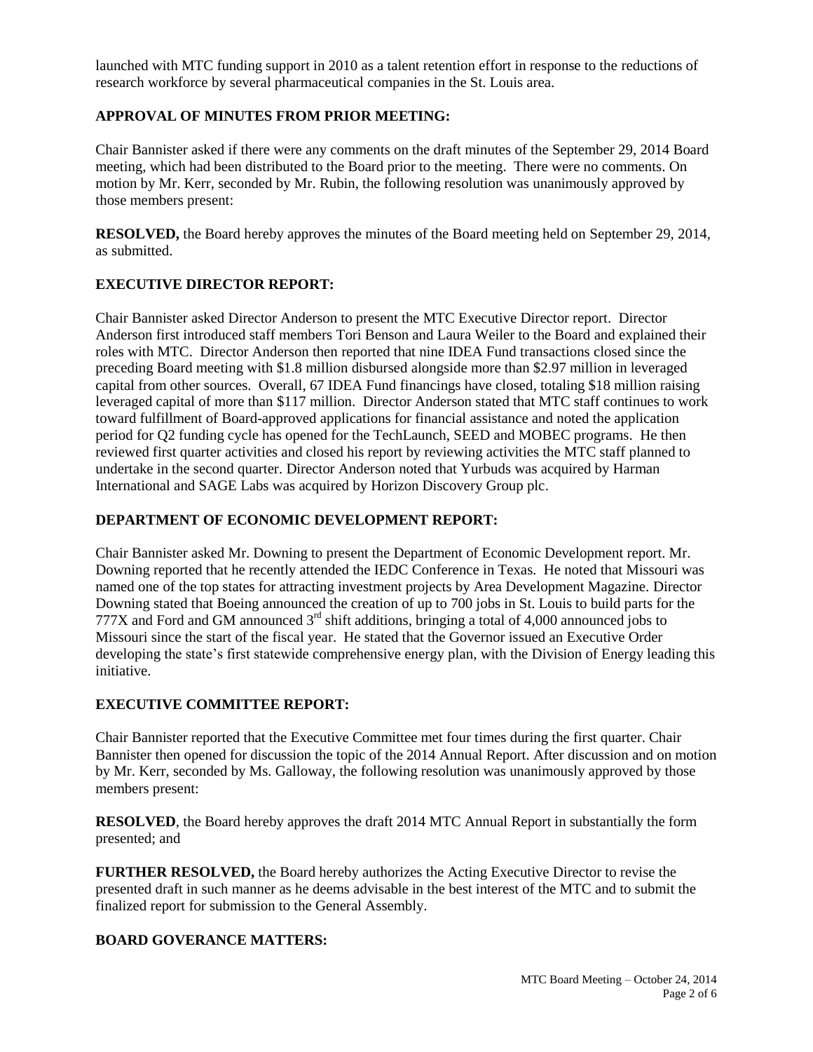launched with MTC funding support in 2010 as a talent retention effort in response to the reductions of research workforce by several pharmaceutical companies in the St. Louis area.

## APPROVAL OF MINUTES FROM PRIOR MEETING:

Chair Bannister asked if there were any comments on the draft minutes of the September 29, 2014 Board meeting, which had been distributed to the Board prior to the meeting. There were no comments. On motion by Mr. Kerr, seconded by Mr. Rubin, the following resolution was unanimously approved by those members present:

**RESOLVED,** the Board hereby approves the minutes of the Board meeting held on September 29, 2014, as submitted.

## EXECUTIVE DIRECTOR REPORT:

Chair Bannister asked Director Anderson to present the MTC Executive Director report. Director Anderson first introduced staff members Tori Benson and Laura Weiler to the Board and explained their roles with MTC. Director Anderson then reported that nine IDEA Fund transactions closed since the preceding Board meeting with $1.8 million disbursed alongside more than $2.97 million in leveraged capital from other sources. Overall, 67 IDEA Fund financings have closed, totaling $18 million raising leveraged capital of more than $117 million. Director Anderson stated that MTC staff continues to work toward fulfillment of Board-approved applications for financial assistance and noted the application period for Q2 funding cycle has opened for the TechLaunch, SEED and MOBEC programs. He then reviewed first quarter activities and closed his report by reviewing activities the MTC staff planned to undertake in the second quarter. Director Anderson noted that Yurbuds was acquired by Harman International and SAGE Labs was acquired by Horizon Discovery Group plc.

## DEPARTMENT OF ECONOMIC DEVELOPMENT REPORT:

Chair Bannister asked Mr. Downing to present the Department of Economic Development report. Mr. Downing reported that he recently attended the IEDC Conference in Texas. He noted that Missouri was named one of the top states for attracting investment projects by Area Development Magazine. Director Downing stated that Boeing announced the creation of up to 700 jobs in St. Louis to build parts for the 777X and Ford and GM announced 3rd shift additions, bringing a total of 4,000 announced jobs to Missouri since the start of the fiscal year. He stated that the Governor issued an Executive Order developing the state's first statewide comprehensive energy plan, with the Division of Energy leading this initiative.

## EXECUTIVE COMMITTEE REPORT:

Chair Bannister reported that the Executive Committee met four times during the first quarter. Chair Bannister then opened for discussion the topic of the 2014 Annual Report. After discussion and on motion by Mr. Kerr, seconded by Ms. Galloway, the following resolution was unanimously approved by those members present:

**RESOLVED**, the Board hereby approves the draft 2014 MTC Annual Report in substantially the form presented; and

**FURTHER RESOLVED,** the Board hereby authorizes the Acting Executive Director to revise the presented draft in such manner as he deems advisable in the best interest of the MTC and to submit the finalized report for submission to the General Assembly.

## BOARD GOVERANCE MATTERS: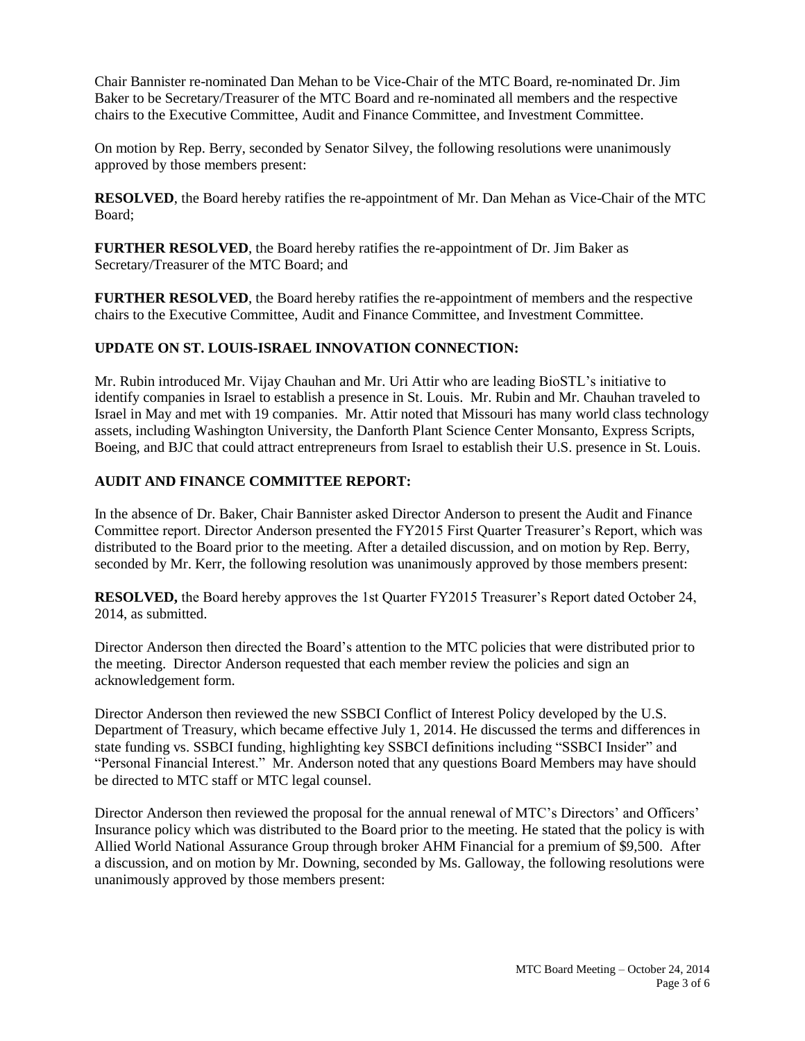Chair Bannister re-nominated Dan Mehan to be Vice-Chair of the MTC Board, re-nominated Dr. Jim Baker to be Secretary/Treasurer of the MTC Board and re-nominated all members and the respective chairs to the Executive Committee, Audit and Finance Committee, and Investment Committee.

On motion by Rep. Berry, seconded by Senator Silvey, the following resolutions were unanimously approved by those members present:

**RESOLVED**, the Board hereby ratifies the re-appointment of Mr. Dan Mehan as Vice-Chair of the MTC Board;

**FURTHER RESOLVED**, the Board hereby ratifies the re-appointment of Dr. Jim Baker as Secretary/Treasurer of the MTC Board; and

**FURTHER RESOLVED**, the Board hereby ratifies the re-appointment of members and the respective chairs to the Executive Committee, Audit and Finance Committee, and Investment Committee.

## UPDATE ON ST. LOUIS-ISRAEL INNOVATION CONNECTION:

Mr. Rubin introduced Mr. Vijay Chauhan and Mr. Uri Attir who are leading BioSTL's initiative to identify companies in Israel to establish a presence in St. Louis. Mr. Rubin and Mr. Chauhan traveled to Israel in May and met with 19 companies. Mr. Attir noted that Missouri has many world class technology assets, including Washington University, the Danforth Plant Science Center Monsanto, Express Scripts, Boeing, and BJC that could attract entrepreneurs from Israel to establish their U.S. presence in St. Louis.

## AUDIT AND FINANCE COMMITTEE REPORT:

In the absence of Dr. Baker, Chair Bannister asked Director Anderson to present the Audit and Finance Committee report. Director Anderson presented the FY2015 First Quarter Treasurer's Report, which was distributed to the Board prior to the meeting. After a detailed discussion, and on motion by Rep. Berry, seconded by Mr. Kerr, the following resolution was unanimously approved by those members present:

**RESOLVED,** the Board hereby approves the 1st Quarter FY2015 Treasurer's Report dated October 24, 2014, as submitted.

Director Anderson then directed the Board's attention to the MTC policies that were distributed prior to the meeting. Director Anderson requested that each member review the policies and sign an acknowledgement form.

Director Anderson then reviewed the new SSBCI Conflict of Interest Policy developed by the U.S. Department of Treasury, which became effective July 1, 2014. He discussed the terms and differences in state funding vs. SSBCI funding, highlighting key SSBCI definitions including "SSBCI Insider" and "Personal Financial Interest." Mr. Anderson noted that any questions Board Members may have should be directed to MTC staff or MTC legal counsel.

Director Anderson then reviewed the proposal for the annual renewal of MTC's Directors' and Officers' Insurance policy which was distributed to the Board prior to the meeting. He stated that the policy is with Allied World National Assurance Group through broker AHM Financial for a premium of $9,500. After a discussion, and on motion by Mr. Downing, seconded by Ms. Galloway, the following resolutions were unanimously approved by those members present: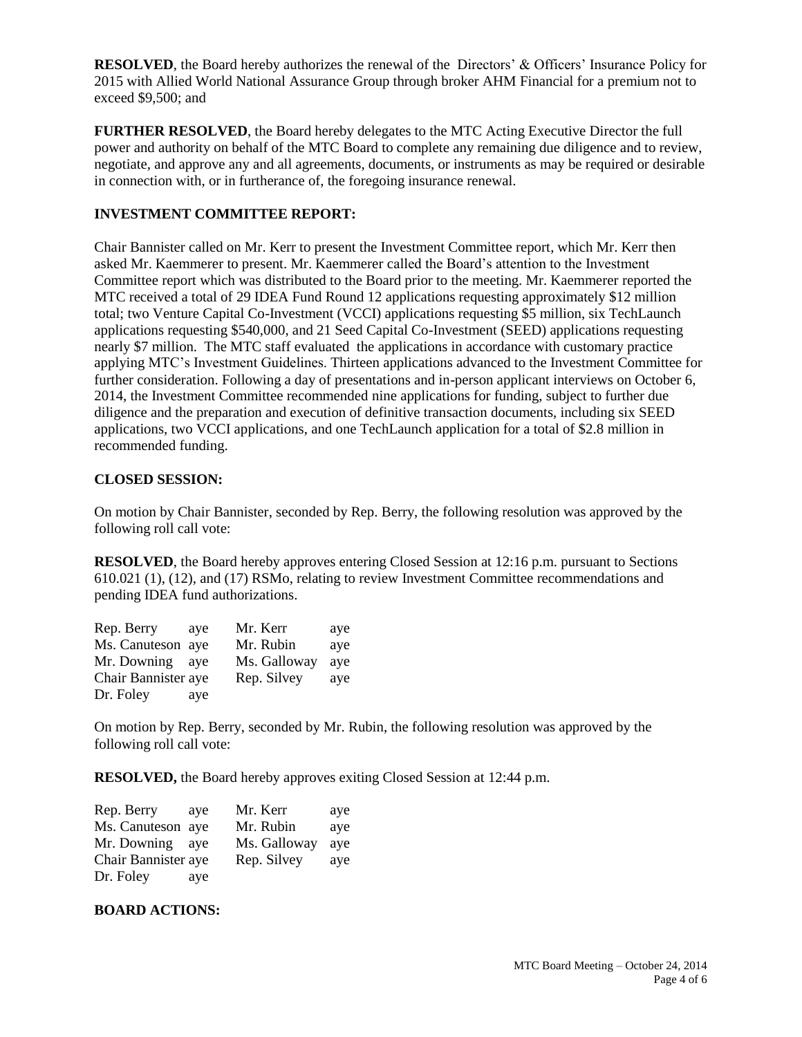**RESOLVED**, the Board hereby authorizes the renewal of the Directors' & Officers' Insurance Policy for 2015 with Allied World National Assurance Group through broker AHM Financial for a premium not to exceed $9,500; and

**FURTHER RESOLVED**, the Board hereby delegates to the MTC Acting Executive Director the full power and authority on behalf of the MTC Board to complete any remaining due diligence and to review, negotiate, and approve any and all agreements, documents, or instruments as may be required or desirable in connection with, or in furtherance of, the foregoing insurance renewal.

**INVESTMENT COMMITTEE REPORT:**

Chair Bannister called on Mr. Kerr to present the Investment Committee report, which Mr. Kerr then asked Mr. Kaemmerer to present. Mr. Kaemmerer called the Board's attention to the Investment Committee report which was distributed to the Board prior to the meeting. Mr. Kaemmerer reported the MTC received a total of 29 IDEA Fund Round 12 applications requesting approximately $12 million total; two Venture Capital Co-Investment (VCCI) applications requesting $5 million, six TechLaunch applications requesting $540,000, and 21 Seed Capital Co-Investment (SEED) applications requesting nearly $7 million. The MTC staff evaluated the applications in accordance with customary practice applying MTC's Investment Guidelines. Thirteen applications advanced to the Investment Committee for further consideration. Following a day of presentations and in-person applicant interviews on October 6, 2014, the Investment Committee recommended nine applications for funding, subject to further due diligence and the preparation and execution of definitive transaction documents, including six SEED applications, two VCCI applications, and one TechLaunch application for a total of $2.8 million in recommended funding.

**CLOSED SESSION:**

On motion by Chair Bannister, seconded by Rep. Berry, the following resolution was approved by the following roll call vote:

**RESOLVED**, the Board hereby approves entering Closed Session at 12:16 p.m. pursuant to Sections 610.021 (1), (12), and (17) RSMo, relating to review Investment Committee recommendations and pending IDEA fund authorizations.

| | | | |
|---|---|---|---|
| Rep. Berry | aye | Mr. Kerr | aye |
| Ms. Canuteson | aye | Mr. Rubin | aye |
| Mr. Downing | aye | Ms. Galloway | aye |
| Chair Bannister | aye | Rep. Silvey | aye |
| Dr. Foley | aye | | |

On motion by Rep. Berry, seconded by Mr. Rubin, the following resolution was approved by the following roll call vote:

**RESOLVED,** the Board hereby approves exiting Closed Session at 12:44 p.m.

| | | | |
|---|---|---|---|
| Rep. Berry | aye | Mr. Kerr | aye |
| Ms. Canuteson | aye | Mr. Rubin | aye |
| Mr. Downing | aye | Ms. Galloway | aye |
| Chair Bannister | aye | Rep. Silvey | aye |
| Dr. Foley | aye | | |

**BOARD ACTIONS:**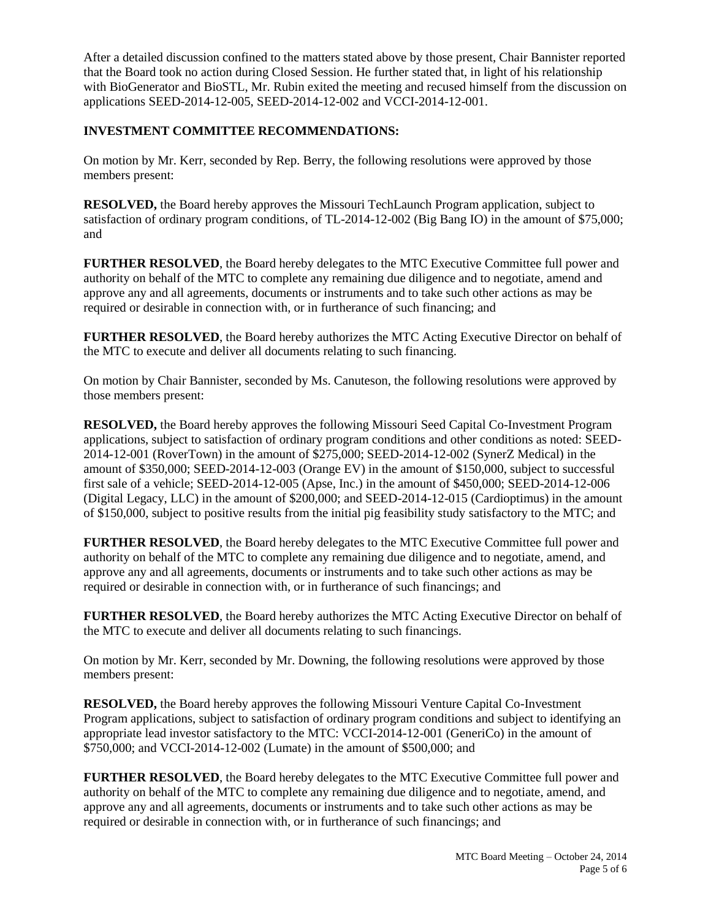After a detailed discussion confined to the matters stated above by those present, Chair Bannister reported that the Board took no action during Closed Session. He further stated that, in light of his relationship with BioGenerator and BioSTL, Mr. Rubin exited the meeting and recused himself from the discussion on applications SEED-2014-12-005, SEED-2014-12-002 and VCCI-2014-12-001.

**INVESTMENT COMMITTEE RECOMMENDATIONS:**

On motion by Mr. Kerr, seconded by Rep. Berry, the following resolutions were approved by those members present:

**RESOLVED,** the Board hereby approves the Missouri TechLaunch Program application, subject to satisfaction of ordinary program conditions, of TL-2014-12-002 (Big Bang IO) in the amount of $75,000; and

**FURTHER RESOLVED**, the Board hereby delegates to the MTC Executive Committee full power and authority on behalf of the MTC to complete any remaining due diligence and to negotiate, amend and approve any and all agreements, documents or instruments and to take such other actions as may be required or desirable in connection with, or in furtherance of such financing; and

**FURTHER RESOLVED**, the Board hereby authorizes the MTC Acting Executive Director on behalf of the MTC to execute and deliver all documents relating to such financing.

On motion by Chair Bannister, seconded by Ms. Canuteson, the following resolutions were approved by those members present:

**RESOLVED,** the Board hereby approves the following Missouri Seed Capital Co-Investment Program applications, subject to satisfaction of ordinary program conditions and other conditions as noted: SEED-2014-12-001 (RoverTown) in the amount of $275,000; SEED-2014-12-002 (SynerZ Medical) in the amount of $350,000; SEED-2014-12-003 (Orange EV) in the amount of $150,000, subject to successful first sale of a vehicle; SEED-2014-12-005 (Apse, Inc.) in the amount of $450,000; SEED-2014-12-006 (Digital Legacy, LLC) in the amount of $200,000; and SEED-2014-12-015 (Cardioptimus) in the amount of $150,000, subject to positive results from the initial pig feasibility study satisfactory to the MTC; and

**FURTHER RESOLVED**, the Board hereby delegates to the MTC Executive Committee full power and authority on behalf of the MTC to complete any remaining due diligence and to negotiate, amend, and approve any and all agreements, documents or instruments and to take such other actions as may be required or desirable in connection with, or in furtherance of such financings; and

**FURTHER RESOLVED**, the Board hereby authorizes the MTC Acting Executive Director on behalf of the MTC to execute and deliver all documents relating to such financings.

On motion by Mr. Kerr, seconded by Mr. Downing, the following resolutions were approved by those members present:

**RESOLVED,** the Board hereby approves the following Missouri Venture Capital Co-Investment Program applications, subject to satisfaction of ordinary program conditions and subject to identifying an appropriate lead investor satisfactory to the MTC: VCCI-2014-12-001 (GeneriCo) in the amount of $750,000; and VCCI-2014-12-002 (Lumate) in the amount of $500,000; and

**FURTHER RESOLVED**, the Board hereby delegates to the MTC Executive Committee full power and authority on behalf of the MTC to complete any remaining due diligence and to negotiate, amend, and approve any and all agreements, documents or instruments and to take such other actions as may be required or desirable in connection with, or in furtherance of such financings; and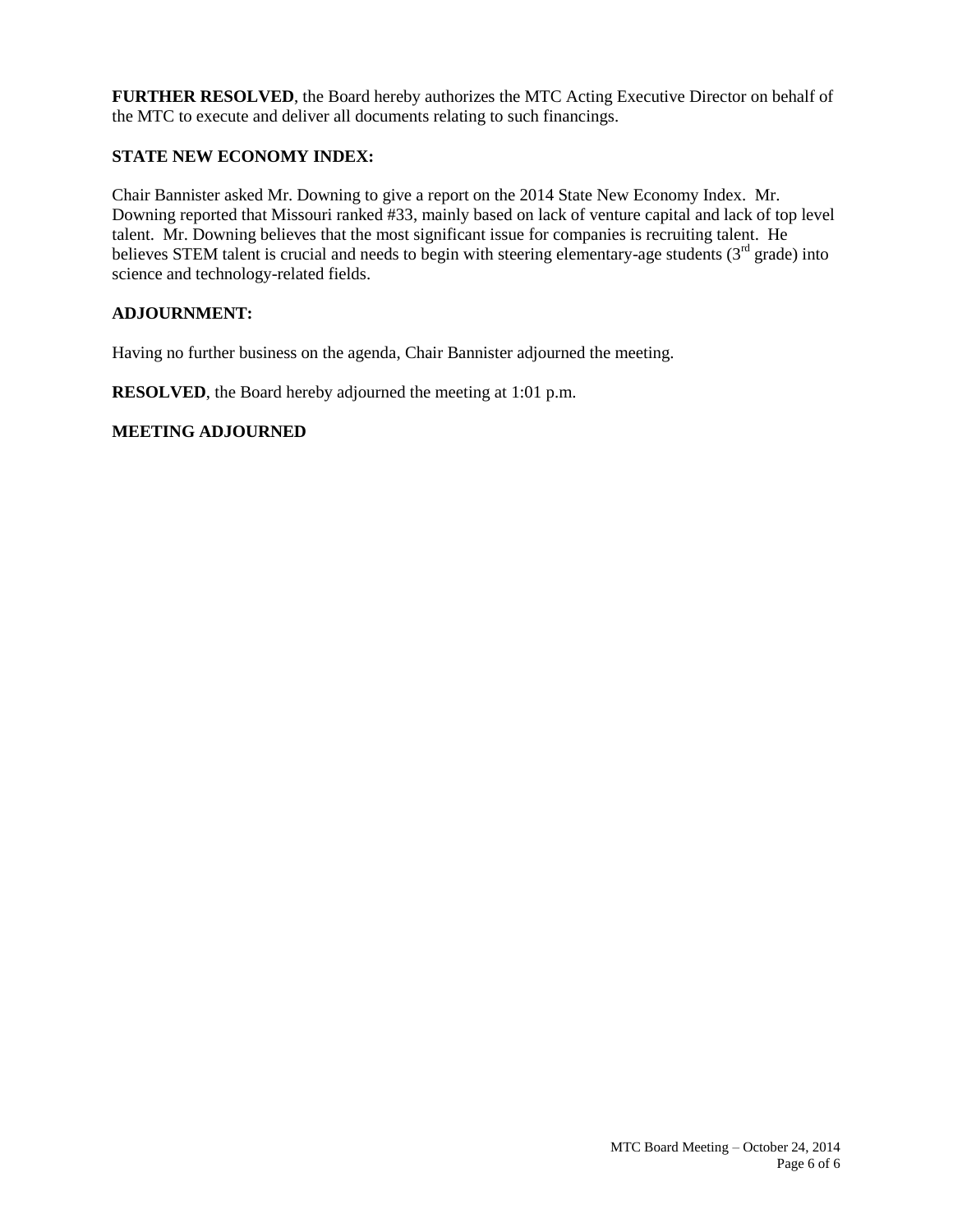**FURTHER RESOLVED**, the Board hereby authorizes the MTC Acting Executive Director on behalf of the MTC to execute and deliver all documents relating to such financings.

**STATE NEW ECONOMY INDEX:**

Chair Bannister asked Mr. Downing to give a report on the 2014 State New Economy Index. Mr. Downing reported that Missouri ranked #33, mainly based on lack of venture capital and lack of top level talent. Mr. Downing believes that the most significant issue for companies is recruiting talent. He believes STEM talent is crucial and needs to begin with steering elementary-age students (3rd grade) into science and technology-related fields.

**ADJOURNMENT:**

Having no further business on the agenda, Chair Bannister adjourned the meeting.

**RESOLVED**, the Board hereby adjourned the meeting at 1:01 p.m.

**MEETING ADJOURNED**